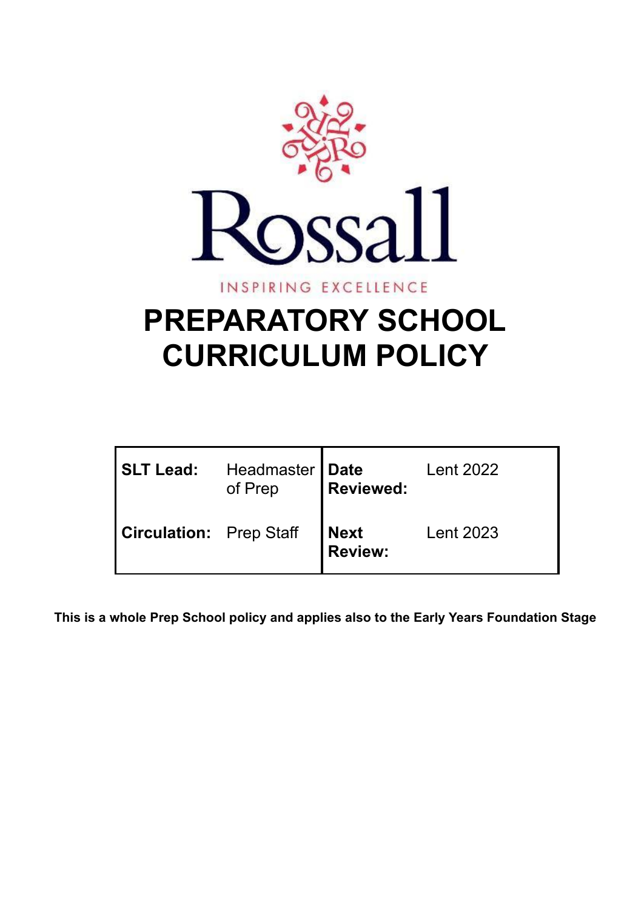Rossall

INSPIRING EXCELLENCE

# PREPARATORY SCHOOL CURRICULUM POLICY

| | | | |
|---|---|---|---|
| **SLT Lead:** | Headmaster of Prep | **Date Reviewed:** | Lent 2022 |
| **Circulation:** | Prep Staff | **Next Review:** | Lent 2023 |

**This is a whole Prep School policy and applies also to the Early Years Foundation Stage**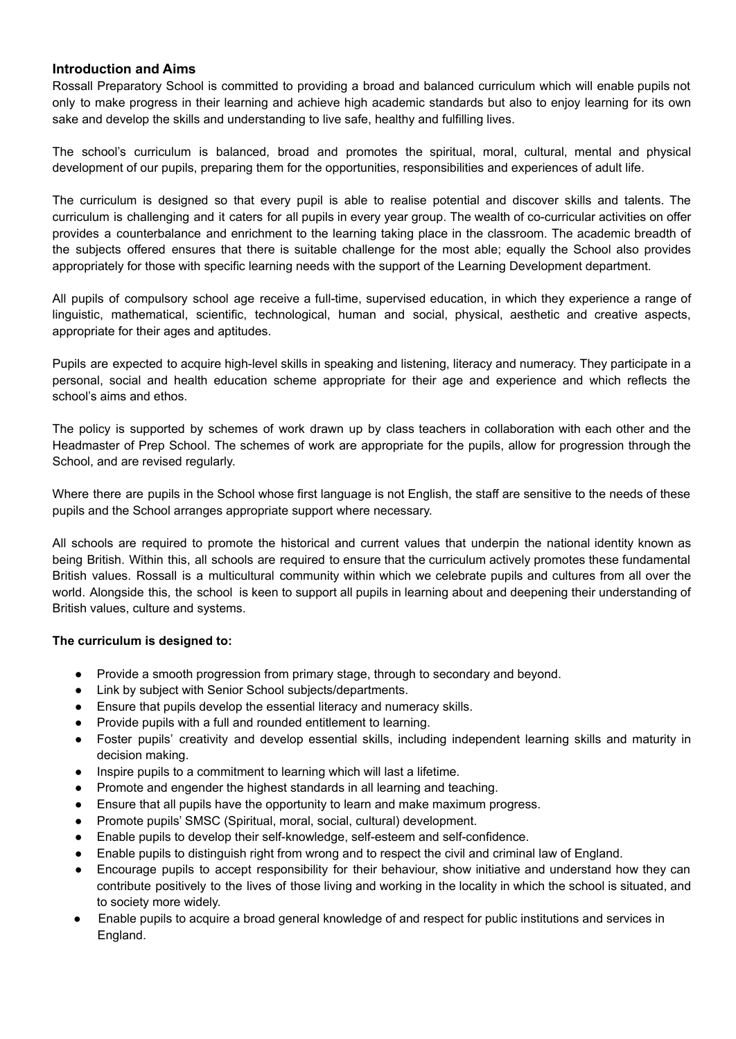### Introduction and Aims

Rossall Preparatory School is committed to providing a broad and balanced curriculum which will enable pupils not only to make progress in their learning and achieve high academic standards but also to enjoy learning for its own sake and develop the skills and understanding to live safe, healthy and fulfilling lives.

The school's curriculum is balanced, broad and promotes the spiritual, moral, cultural, mental and physical development of our pupils, preparing them for the opportunities, responsibilities and experiences of adult life.

The curriculum is designed so that every pupil is able to realise potential and discover skills and talents. The curriculum is challenging and it caters for all pupils in every year group. The wealth of co-curricular activities on offer provides a counterbalance and enrichment to the learning taking place in the classroom. The academic breadth of the subjects offered ensures that there is suitable challenge for the most able; equally the School also provides appropriately for those with specific learning needs with the support of the Learning Development department.

All pupils of compulsory school age receive a full-time, supervised education, in which they experience a range of linguistic, mathematical, scientific, technological, human and social, physical, aesthetic and creative aspects, appropriate for their ages and aptitudes.

Pupils are expected to acquire high-level skills in speaking and listening, literacy and numeracy. They participate in a personal, social and health education scheme appropriate for their age and experience and which reflects the school's aims and ethos.

The policy is supported by schemes of work drawn up by class teachers in collaboration with each other and the Headmaster of Prep School. The schemes of work are appropriate for the pupils, allow for progression through the School, and are revised regularly.

Where there are pupils in the School whose first language is not English, the staff are sensitive to the needs of these pupils and the School arranges appropriate support where necessary.

All schools are required to promote the historical and current values that underpin the national identity known as being British. Within this, all schools are required to ensure that the curriculum actively promotes these fundamental British values. Rossall is a multicultural community within which we celebrate pupils and cultures from all over the world. Alongside this, the school is keen to support all pupils in learning about and deepening their understanding of British values, culture and systems.

**The curriculum is designed to:**

- Provide a smooth progression from primary stage, through to secondary and beyond.
- Link by subject with Senior School subjects/departments.
- Ensure that pupils develop the essential literacy and numeracy skills.
- Provide pupils with a full and rounded entitlement to learning.
- Foster pupils' creativity and develop essential skills, including independent learning skills and maturity in decision making.
- Inspire pupils to a commitment to learning which will last a lifetime.
- Promote and engender the highest standards in all learning and teaching.
- Ensure that all pupils have the opportunity to learn and make maximum progress.
- Promote pupils' SMSC (Spiritual, moral, social, cultural) development.
- Enable pupils to develop their self-knowledge, self-esteem and self-confidence.
- Enable pupils to distinguish right from wrong and to respect the civil and criminal law of England.
- Encourage pupils to accept responsibility for their behaviour, show initiative and understand how they can contribute positively to the lives of those living and working in the locality in which the school is situated, and to society more widely.
- Enable pupils to acquire a broad general knowledge of and respect for public institutions and services in England.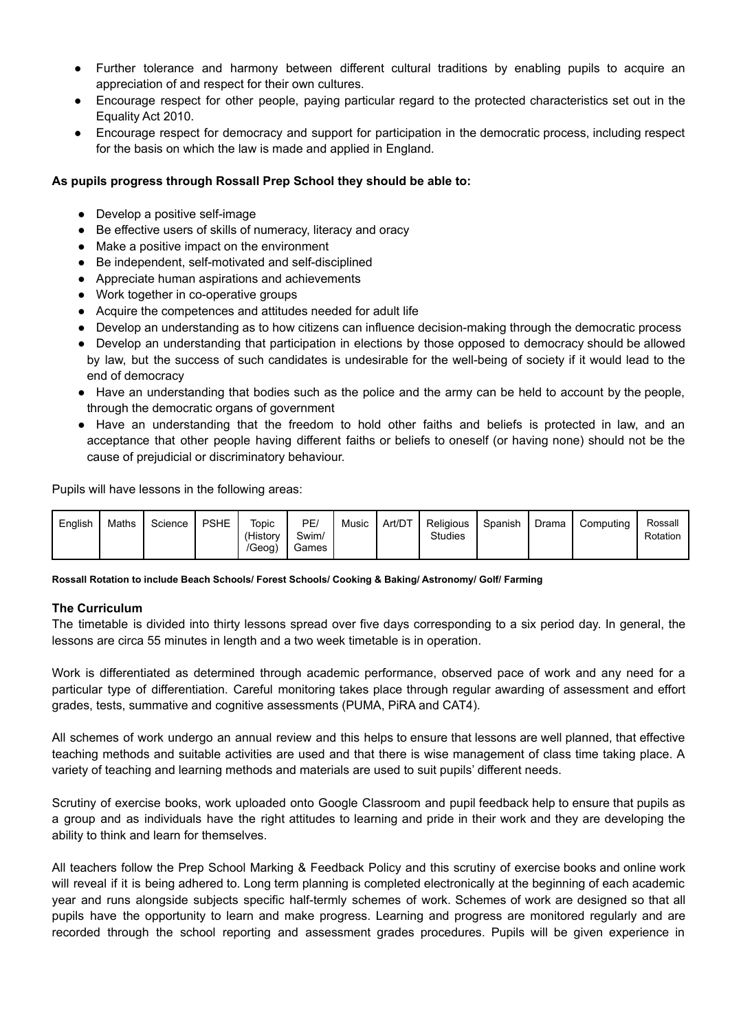- Further tolerance and harmony between different cultural traditions by enabling pupils to acquire an appreciation of and respect for their own cultures.
- Encourage respect for other people, paying particular regard to the protected characteristics set out in the Equality Act 2010.
- Encourage respect for democracy and support for participation in the democratic process, including respect for the basis on which the law is made and applied in England.

**As pupils progress through Rossall Prep School they should be able to:**

- Develop a positive self-image
- Be effective users of skills of numeracy, literacy and oracy
- Make a positive impact on the environment
- Be independent, self-motivated and self-disciplined
- Appreciate human aspirations and achievements
- Work together in co-operative groups
- Acquire the competences and attitudes needed for adult life
- Develop an understanding as to how citizens can influence decision-making through the democratic process
- Develop an understanding that participation in elections by those opposed to democracy should be allowed by law, but the success of such candidates is undesirable for the well-being of society if it would lead to the end of democracy
- Have an understanding that bodies such as the police and the army can be held to account by the people, through the democratic organs of government
- Have an understanding that the freedom to hold other faiths and beliefs is protected in law, and an acceptance that other people having different faiths or beliefs to oneself (or having none) should not be the cause of prejudicial or discriminatory behaviour.

Pupils will have lessons in the following areas:

| English | Maths | Science | PSHE | Topic (History /Geog) | PE/ Swim/ Games | Music | Art/DT | Religious Studies | Spanish | Drama | Computing | Rossall Rotation |
|---|---|---|---|---|---|---|---|---|---|---|---|---|

**Rossall Rotation to include Beach Schools/ Forest Schools/ Cooking & Baking/ Astronomy/ Golf/ Farming**

**The Curriculum**

The timetable is divided into thirty lessons spread over five days corresponding to a six period day. In general, the lessons are circa 55 minutes in length and a two week timetable is in operation.

Work is differentiated as determined through academic performance, observed pace of work and any need for a particular type of differentiation. Careful monitoring takes place through regular awarding of assessment and effort grades, tests, summative and cognitive assessments (PUMA, PiRA and CAT4).

All schemes of work undergo an annual review and this helps to ensure that lessons are well planned, that effective teaching methods and suitable activities are used and that there is wise management of class time taking place. A variety of teaching and learning methods and materials are used to suit pupils' different needs.

Scrutiny of exercise books, work uploaded onto Google Classroom and pupil feedback help to ensure that pupils as a group and as individuals have the right attitudes to learning and pride in their work and they are developing the ability to think and learn for themselves.

All teachers follow the Prep School Marking & Feedback Policy and this scrutiny of exercise books and online work will reveal if it is being adhered to. Long term planning is completed electronically at the beginning of each academic year and runs alongside subjects specific half-termly schemes of work. Schemes of work are designed so that all pupils have the opportunity to learn and make progress. Learning and progress are monitored regularly and are recorded through the school reporting and assessment grades procedures. Pupils will be given experience in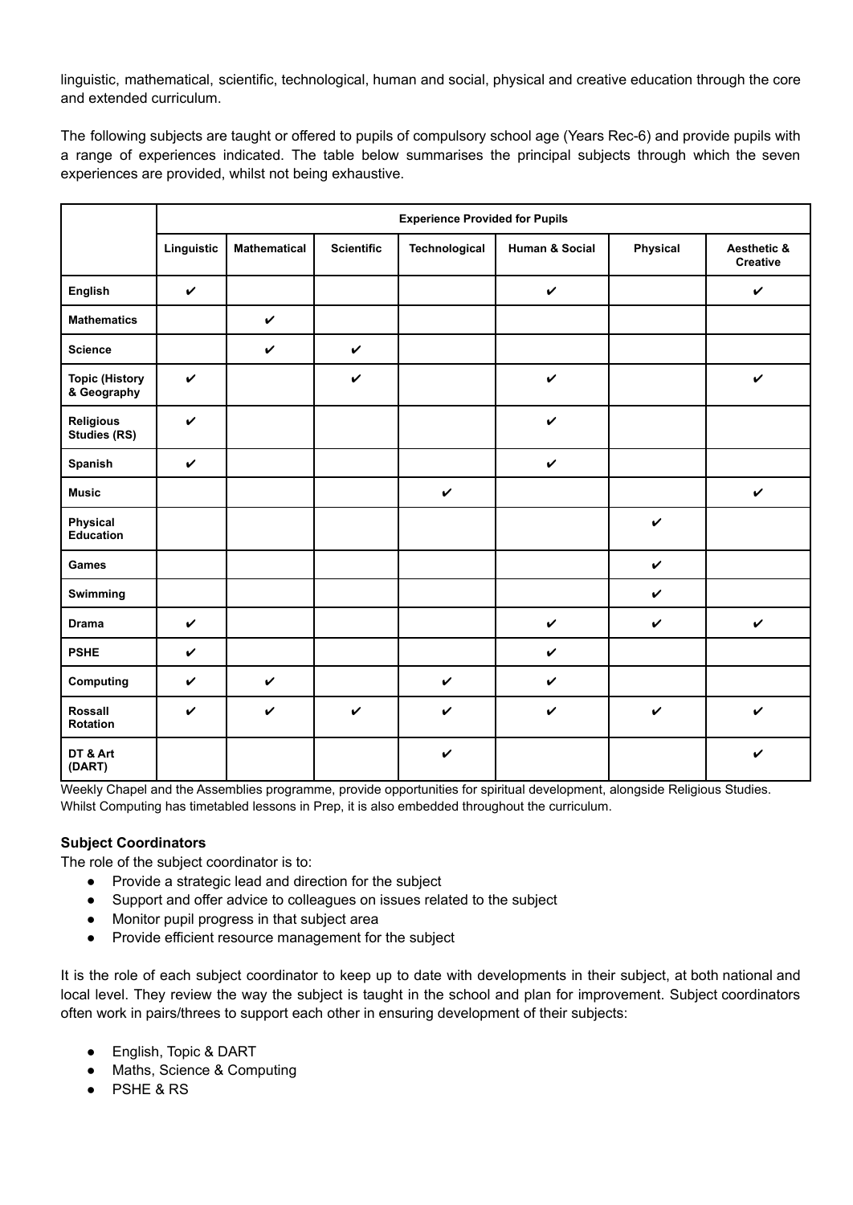linguistic, mathematical, scientific, technological, human and social, physical and creative education through the core and extended curriculum.

The following subjects are taught or offered to pupils of compulsory school age (Years Rec-6) and provide pupils with a range of experiences indicated. The table below summarises the principal subjects through which the seven experiences are provided, whilst not being exhaustive.

| | Experience Provided for Pupils | | | | | | |
|---|---|---|---|---|---|---|---|
| | **Linguistic** | **Mathematical** | **Scientific** | **Technological** | **Human & Social** | **Physical** | **Aesthetic & Creative** |
| **English** | ✔ | | | | ✔ | | ✔ |
| **Mathematics** | | ✔ | | | | | |
| **Science** | | ✔ | ✔ | | | | |
| **Topic (History & Geography** | ✔ | | ✔ | | ✔ | | ✔ |
| **Religious Studies (RS)** | ✔ | | | | ✔ | | |
| **Spanish** | ✔ | | | | ✔ | | |
| **Music** | | | | ✔ | | | ✔ |
| **Physical Education** | | | | | | ✔ | |
| **Games** | | | | | | ✔ | |
| **Swimming** | | | | | | ✔ | |
| **Drama** | ✔ | | | | ✔ | ✔ | ✔ |
| **PSHE** | ✔ | | | | ✔ | | |
| **Computing** | ✔ | ✔ | | ✔ | ✔ | | |
| **Rossall Rotation** | ✔ | ✔ | ✔ | ✔ | ✔ | ✔ | ✔ |
| **DT & Art (DART)** | | | | ✔ | | | ✔ |

Weekly Chapel and the Assemblies programme, provide opportunities for spiritual development, alongside Religious Studies. Whilst Computing has timetabled lessons in Prep, it is also embedded throughout the curriculum.

**Subject Coordinators**

The role of the subject coordinator is to:

- Provide a strategic lead and direction for the subject
- Support and offer advice to colleagues on issues related to the subject
- Monitor pupil progress in that subject area
- Provide efficient resource management for the subject

It is the role of each subject coordinator to keep up to date with developments in their subject, at both national and local level. They review the way the subject is taught in the school and plan for improvement. Subject coordinators often work in pairs/threes to support each other in ensuring development of their subjects:

- English, Topic & DART
- Maths, Science & Computing
- PSHE & RS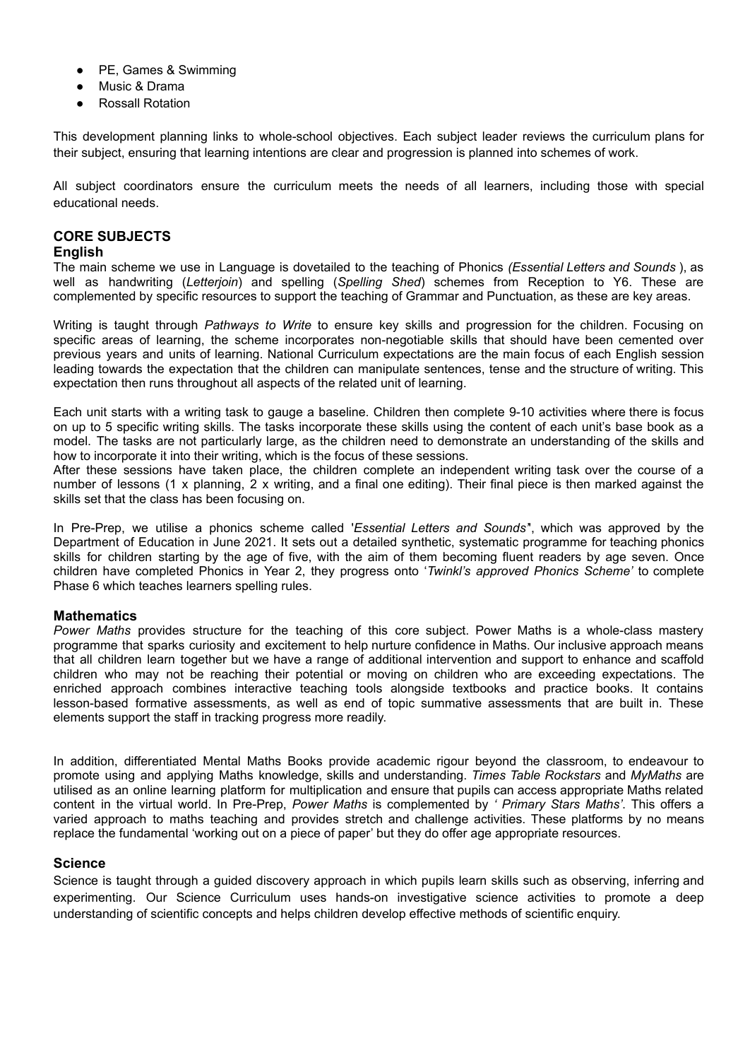- PE, Games & Swimming
- Music & Drama
- Rossall Rotation

This development planning links to whole-school objectives. Each subject leader reviews the curriculum plans for their subject, ensuring that learning intentions are clear and progression is planned into schemes of work.

All subject coordinators ensure the curriculum meets the needs of all learners, including those with special educational needs.

## CORE SUBJECTS

### English

The main scheme we use in Language is dovetailed to the teaching of Phonics *(Essential Letters and Sounds* ), as well as handwriting (*Letterjoin*) and spelling (*Spelling Shed*) schemes from Reception to Y6. These are complemented by specific resources to support the teaching of Grammar and Punctuation, as these are key areas.

Writing is taught through *Pathways to Write* to ensure key skills and progression for the children. Focusing on specific areas of learning, the scheme incorporates non-negotiable skills that should have been cemented over previous years and units of learning. National Curriculum expectations are the main focus of each English session leading towards the expectation that the children can manipulate sentences, tense and the structure of writing. This expectation then runs throughout all aspects of the related unit of learning.

Each unit starts with a writing task to gauge a baseline. Children then complete 9-10 activities where there is focus on up to 5 specific writing skills. The tasks incorporate these skills using the content of each unit's base book as a model. The tasks are not particularly large, as the children need to demonstrate an understanding of the skills and how to incorporate it into their writing, which is the focus of these sessions.
After these sessions have taken place, the children complete an independent writing task over the course of a number of lessons (1 x planning, 2 x writing, and a final one editing). Their final piece is then marked against the skills set that the class has been focusing on.

In Pre-Prep, we utilise a phonics scheme called '*Essential Letters and Sounds*", which was approved by the Department of Education in June 2021. It sets out a detailed synthetic, systematic programme for teaching phonics skills for children starting by the age of five, with the aim of them becoming fluent readers by age seven. Once children have completed Phonics in Year 2, they progress onto '*Twinkl's approved Phonics Scheme'* to complete Phase 6 which teaches learners spelling rules.

### Mathematics

*Power Maths* provides structure for the teaching of this core subject. Power Maths is a whole-class mastery programme that sparks curiosity and excitement to help nurture confidence in Maths. Our inclusive approach means that all children learn together but we have a range of additional intervention and support to enhance and scaffold children who may not be reaching their potential or moving on children who are exceeding expectations. The enriched approach combines interactive teaching tools alongside textbooks and practice books. It contains lesson-based formative assessments, as well as end of topic summative assessments that are built in. These elements support the staff in tracking progress more readily.

In addition, differentiated Mental Maths Books provide academic rigour beyond the classroom, to endeavour to promote using and applying Maths knowledge, skills and understanding. *Times Table Rockstars* and *MyMaths* are utilised as an online learning platform for multiplication and ensure that pupils can access appropriate Maths related content in the virtual world. In Pre-Prep, *Power Maths* is complemented by *' Primary Stars Maths'*. This offers a varied approach to maths teaching and provides stretch and challenge activities. These platforms by no means replace the fundamental 'working out on a piece of paper' but they do offer age appropriate resources.

### Science

Science is taught through a guided discovery approach in which pupils learn skills such as observing, inferring and experimenting. Our Science Curriculum uses hands-on investigative science activities to promote a deep understanding of scientific concepts and helps children develop effective methods of scientific enquiry.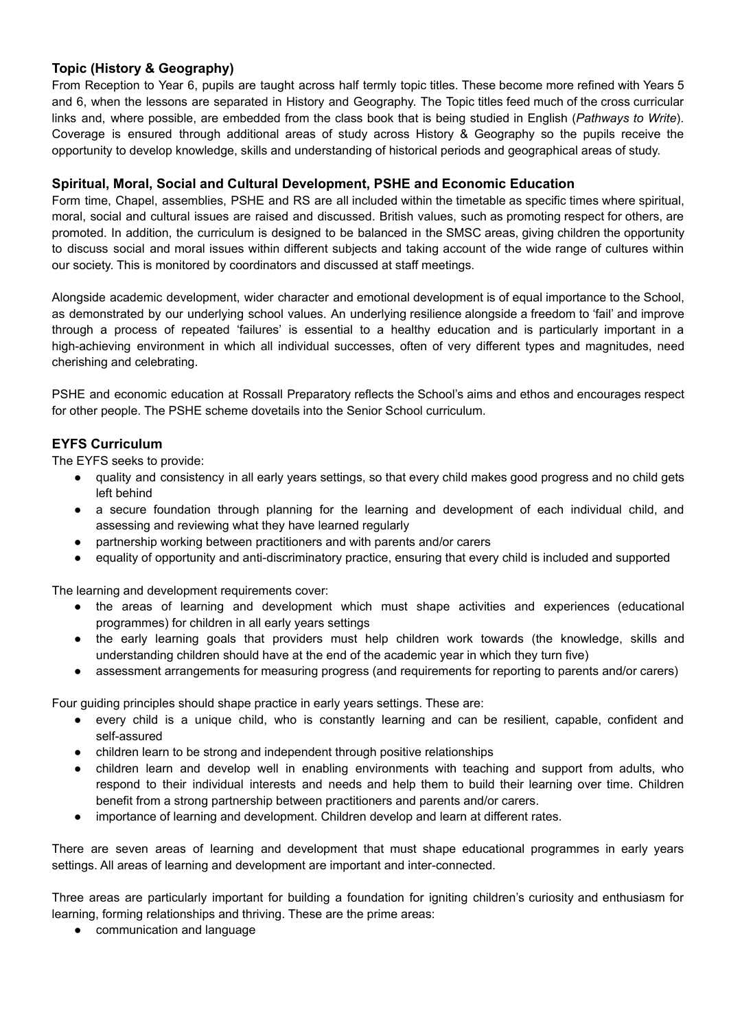### Topic (History & Geography)

From Reception to Year 6, pupils are taught across half termly topic titles. These become more refined with Years 5 and 6, when the lessons are separated in History and Geography. The Topic titles feed much of the cross curricular links and, where possible, are embedded from the class book that is being studied in English (*Pathways to Write*). Coverage is ensured through additional areas of study across History & Geography so the pupils receive the opportunity to develop knowledge, skills and understanding of historical periods and geographical areas of study.

### Spiritual, Moral, Social and Cultural Development, PSHE and Economic Education

Form time, Chapel, assemblies, PSHE and RS are all included within the timetable as specific times where spiritual, moral, social and cultural issues are raised and discussed. British values, such as promoting respect for others, are promoted. In addition, the curriculum is designed to be balanced in the SMSC areas, giving children the opportunity to discuss social and moral issues within different subjects and taking account of the wide range of cultures within our society. This is monitored by coordinators and discussed at staff meetings.

Alongside academic development, wider character and emotional development is of equal importance to the School, as demonstrated by our underlying school values. An underlying resilience alongside a freedom to 'fail' and improve through a process of repeated 'failures' is essential to a healthy education and is particularly important in a high-achieving environment in which all individual successes, often of very different types and magnitudes, need cherishing and celebrating.

PSHE and economic education at Rossall Preparatory reflects the School's aims and ethos and encourages respect for other people. The PSHE scheme dovetails into the Senior School curriculum.

### EYFS Curriculum

The EYFS seeks to provide:

- quality and consistency in all early years settings, so that every child makes good progress and no child gets left behind
- a secure foundation through planning for the learning and development of each individual child, and assessing and reviewing what they have learned regularly
- partnership working between practitioners and with parents and/or carers
- equality of opportunity and anti-discriminatory practice, ensuring that every child is included and supported

The learning and development requirements cover:

- the areas of learning and development which must shape activities and experiences (educational programmes) for children in all early years settings
- the early learning goals that providers must help children work towards (the knowledge, skills and understanding children should have at the end of the academic year in which they turn five)
- assessment arrangements for measuring progress (and requirements for reporting to parents and/or carers)

Four guiding principles should shape practice in early years settings. These are:

- every child is a unique child, who is constantly learning and can be resilient, capable, confident and self-assured
- children learn to be strong and independent through positive relationships
- children learn and develop well in enabling environments with teaching and support from adults, who respond to their individual interests and needs and help them to build their learning over time. Children benefit from a strong partnership between practitioners and parents and/or carers.
- importance of learning and development. Children develop and learn at different rates.

There are seven areas of learning and development that must shape educational programmes in early years settings. All areas of learning and development are important and inter-connected.

Three areas are particularly important for building a foundation for igniting children's curiosity and enthusiasm for learning, forming relationships and thriving. These are the prime areas:

- communication and language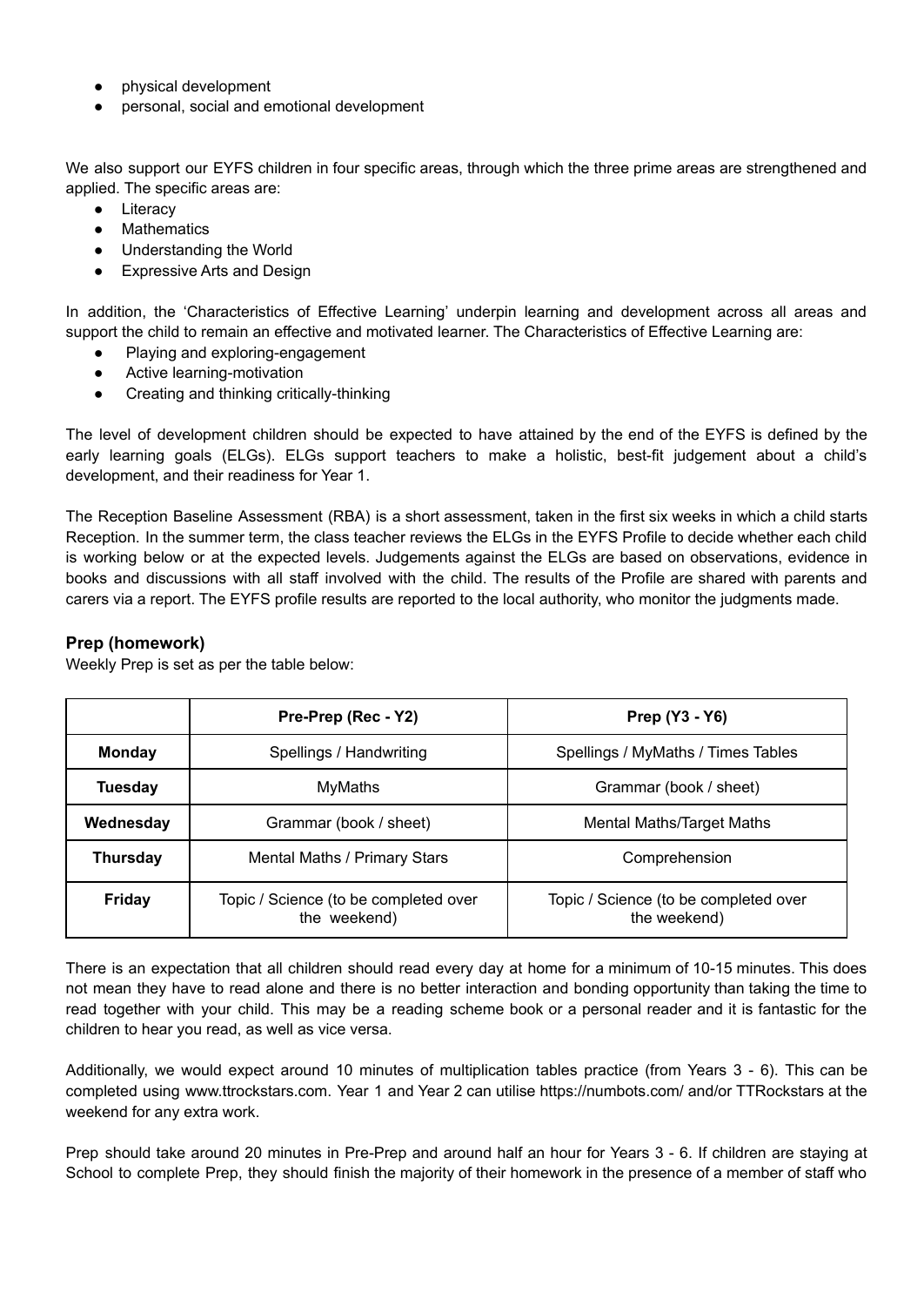- physical development
- personal, social and emotional development

We also support our EYFS children in four specific areas, through which the three prime areas are strengthened and applied. The specific areas are:

- Literacy
- Mathematics
- Understanding the World
- Expressive Arts and Design

In addition, the 'Characteristics of Effective Learning' underpin learning and development across all areas and support the child to remain an effective and motivated learner. The Characteristics of Effective Learning are:

- Playing and exploring-engagement
- Active learning-motivation
- Creating and thinking critically-thinking

The level of development children should be expected to have attained by the end of the EYFS is defined by the early learning goals (ELGs). ELGs support teachers to make a holistic, best-fit judgement about a child's development, and their readiness for Year 1.

The Reception Baseline Assessment (RBA) is a short assessment, taken in the first six weeks in which a child starts Reception. In the summer term, the class teacher reviews the ELGs in the EYFS Profile to decide whether each child is working below or at the expected levels. Judgements against the ELGs are based on observations, evidence in books and discussions with all staff involved with the child. The results of the Profile are shared with parents and carers via a report. The EYFS profile results are reported to the local authority, who monitor the judgments made.

### Prep (homework)

Weekly Prep is set as per the table below:

| | Pre-Prep (Rec - Y2) | Prep (Y3 - Y6) |
|---|---|---|
| **Monday** | Spellings / Handwriting | Spellings / MyMaths / Times Tables |
| **Tuesday** | MyMaths | Grammar (book / sheet) |
| **Wednesday** | Grammar (book / sheet) | Mental Maths/Target Maths |
| **Thursday** | Mental Maths / Primary Stars | Comprehension |
| **Friday** | Topic / Science (to be completed over the weekend) | Topic / Science (to be completed over the weekend) |

There is an expectation that all children should read every day at home for a minimum of 10-15 minutes. This does not mean they have to read alone and there is no better interaction and bonding opportunity than taking the time to read together with your child. This may be a reading scheme book or a personal reader and it is fantastic for the children to hear you read, as well as vice versa.

Additionally, we would expect around 10 minutes of multiplication tables practice (from Years 3 - 6). This can be completed using www.ttrockstars.com. Year 1 and Year 2 can utilise https://numbots.com/ and/or TTRockstars at the weekend for any extra work.

Prep should take around 20 minutes in Pre-Prep and around half an hour for Years 3 - 6. If children are staying at School to complete Prep, they should finish the majority of their homework in the presence of a member of staff who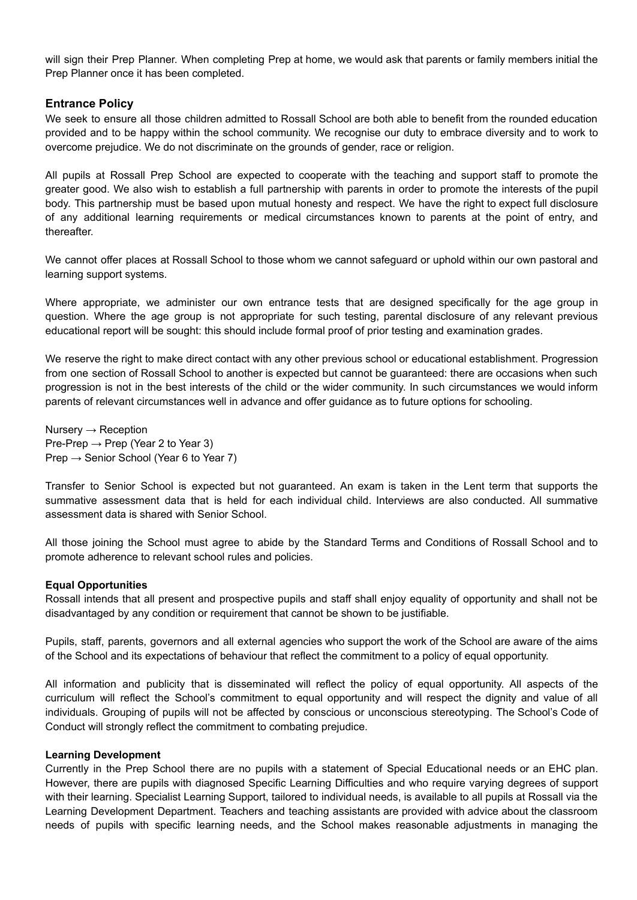will sign their Prep Planner. When completing Prep at home, we would ask that parents or family members initial the Prep Planner once it has been completed.

### Entrance Policy

We seek to ensure all those children admitted to Rossall School are both able to benefit from the rounded education provided and to be happy within the school community. We recognise our duty to embrace diversity and to work to overcome prejudice. We do not discriminate on the grounds of gender, race or religion.

All pupils at Rossall Prep School are expected to cooperate with the teaching and support staff to promote the greater good. We also wish to establish a full partnership with parents in order to promote the interests of the pupil body. This partnership must be based upon mutual honesty and respect. We have the right to expect full disclosure of any additional learning requirements or medical circumstances known to parents at the point of entry, and thereafter.

We cannot offer places at Rossall School to those whom we cannot safeguard or uphold within our own pastoral and learning support systems.

Where appropriate, we administer our own entrance tests that are designed specifically for the age group in question. Where the age group is not appropriate for such testing, parental disclosure of any relevant previous educational report will be sought: this should include formal proof of prior testing and examination grades.

We reserve the right to make direct contact with any other previous school or educational establishment. Progression from one section of Rossall School to another is expected but cannot be guaranteed: there are occasions when such progression is not in the best interests of the child or the wider community. In such circumstances we would inform parents of relevant circumstances well in advance and offer guidance as to future options for schooling.

Nursery → Reception
Pre-Prep → Prep (Year 2 to Year 3)
Prep → Senior School (Year 6 to Year 7)

Transfer to Senior School is expected but not guaranteed. An exam is taken in the Lent term that supports the summative assessment data that is held for each individual child. Interviews are also conducted. All summative assessment data is shared with Senior School.

All those joining the School must agree to abide by the Standard Terms and Conditions of Rossall School and to promote adherence to relevant school rules and policies.

**Equal Opportunities**

Rossall intends that all present and prospective pupils and staff shall enjoy equality of opportunity and shall not be disadvantaged by any condition or requirement that cannot be shown to be justifiable.

Pupils, staff, parents, governors and all external agencies who support the work of the School are aware of the aims of the School and its expectations of behaviour that reflect the commitment to a policy of equal opportunity.

All information and publicity that is disseminated will reflect the policy of equal opportunity. All aspects of the curriculum will reflect the School's commitment to equal opportunity and will respect the dignity and value of all individuals. Grouping of pupils will not be affected by conscious or unconscious stereotyping. The School's Code of Conduct will strongly reflect the commitment to combating prejudice.

**Learning Development**

Currently in the Prep School there are no pupils with a statement of Special Educational needs or an EHC plan. However, there are pupils with diagnosed Specific Learning Difficulties and who require varying degrees of support with their learning. Specialist Learning Support, tailored to individual needs, is available to all pupils at Rossall via the Learning Development Department. Teachers and teaching assistants are provided with advice about the classroom needs of pupils with specific learning needs, and the School makes reasonable adjustments in managing the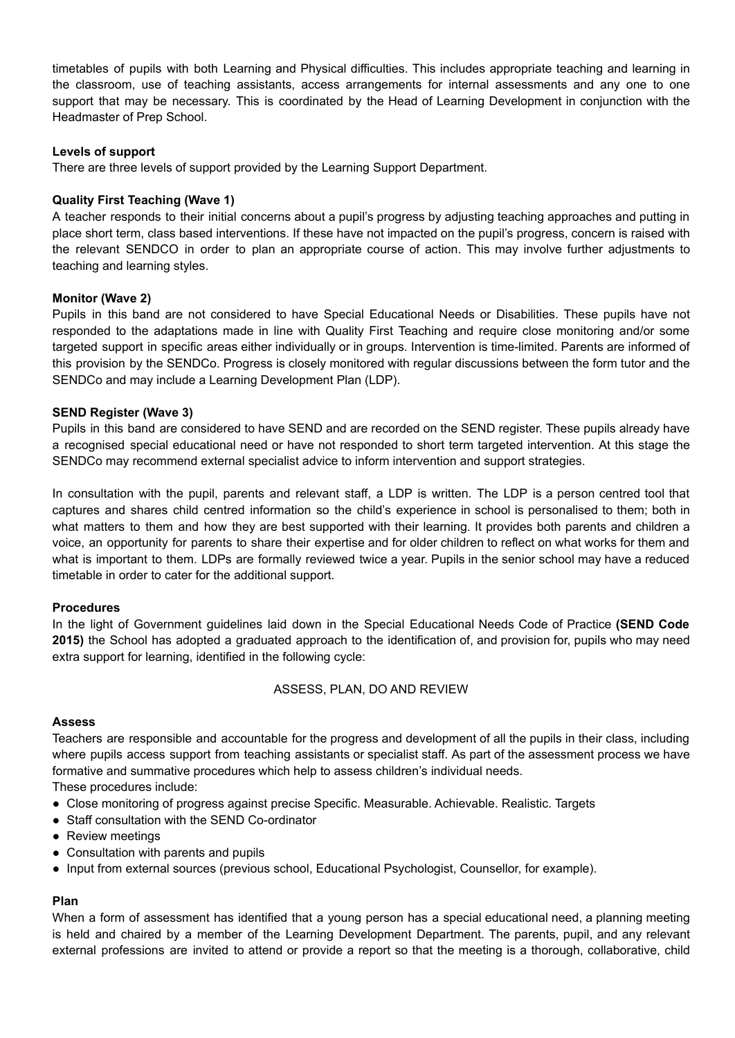timetables of pupils with both Learning and Physical difficulties. This includes appropriate teaching and learning in the classroom, use of teaching assistants, access arrangements for internal assessments and any one to one support that may be necessary. This is coordinated by the Head of Learning Development in conjunction with the Headmaster of Prep School.

**Levels of support**

There are three levels of support provided by the Learning Support Department.

**Quality First Teaching (Wave 1)**

A teacher responds to their initial concerns about a pupil's progress by adjusting teaching approaches and putting in place short term, class based interventions. If these have not impacted on the pupil's progress, concern is raised with the relevant SENDCO in order to plan an appropriate course of action. This may involve further adjustments to teaching and learning styles.

**Monitor (Wave 2)**

Pupils in this band are not considered to have Special Educational Needs or Disabilities. These pupils have not responded to the adaptations made in line with Quality First Teaching and require close monitoring and/or some targeted support in specific areas either individually or in groups. Intervention is time-limited. Parents are informed of this provision by the SENDCo. Progress is closely monitored with regular discussions between the form tutor and the SENDCo and may include a Learning Development Plan (LDP).

**SEND Register (Wave 3)**

Pupils in this band are considered to have SEND and are recorded on the SEND register. These pupils already have a recognised special educational need or have not responded to short term targeted intervention. At this stage the SENDCo may recommend external specialist advice to inform intervention and support strategies.

In consultation with the pupil, parents and relevant staff, a LDP is written. The LDP is a person centred tool that captures and shares child centred information so the child's experience in school is personalised to them; both in what matters to them and how they are best supported with their learning. It provides both parents and children a voice, an opportunity for parents to share their expertise and for older children to reflect on what works for them and what is important to them. LDPs are formally reviewed twice a year. Pupils in the senior school may have a reduced timetable in order to cater for the additional support.

**Procedures**

In the light of Government guidelines laid down in the Special Educational Needs Code of Practice **(SEND Code 2015)** the School has adopted a graduated approach to the identification of, and provision for, pupils who may need extra support for learning, identified in the following cycle:

ASSESS, PLAN, DO AND REVIEW

**Assess**

Teachers are responsible and accountable for the progress and development of all the pupils in their class, including where pupils access support from teaching assistants or specialist staff. As part of the assessment process we have formative and summative procedures which help to assess children's individual needs.

These procedures include:

- Close monitoring of progress against precise Specific. Measurable. Achievable. Realistic. Targets
- Staff consultation with the SEND Co-ordinator
- Review meetings
- Consultation with parents and pupils
- Input from external sources (previous school, Educational Psychologist, Counsellor, for example).

**Plan**

When a form of assessment has identified that a young person has a special educational need, a planning meeting is held and chaired by a member of the Learning Development Department. The parents, pupil, and any relevant external professions are invited to attend or provide a report so that the meeting is a thorough, collaborative, child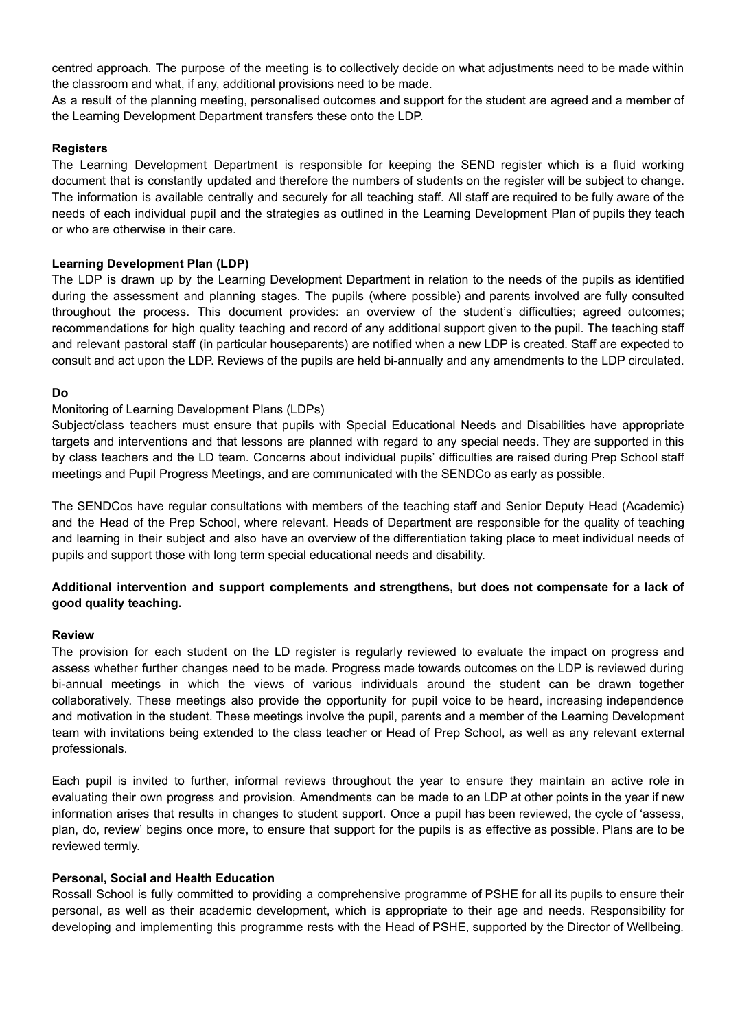centred approach. The purpose of the meeting is to collectively decide on what adjustments need to be made within the classroom and what, if any, additional provisions need to be made.

As a result of the planning meeting, personalised outcomes and support for the student are agreed and a member of the Learning Development Department transfers these onto the LDP.

**Registers**

The Learning Development Department is responsible for keeping the SEND register which is a fluid working document that is constantly updated and therefore the numbers of students on the register will be subject to change. The information is available centrally and securely for all teaching staff. All staff are required to be fully aware of the needs of each individual pupil and the strategies as outlined in the Learning Development Plan of pupils they teach or who are otherwise in their care.

**Learning Development Plan (LDP)**

The LDP is drawn up by the Learning Development Department in relation to the needs of the pupils as identified during the assessment and planning stages. The pupils (where possible) and parents involved are fully consulted throughout the process. This document provides: an overview of the student's difficulties; agreed outcomes; recommendations for high quality teaching and record of any additional support given to the pupil. The teaching staff and relevant pastoral staff (in particular houseparents) are notified when a new LDP is created. Staff are expected to consult and act upon the LDP. Reviews of the pupils are held bi-annually and any amendments to the LDP circulated.

**Do**

Monitoring of Learning Development Plans (LDPs)

Subject/class teachers must ensure that pupils with Special Educational Needs and Disabilities have appropriate targets and interventions and that lessons are planned with regard to any special needs. They are supported in this by class teachers and the LD team. Concerns about individual pupils' difficulties are raised during Prep School staff meetings and Pupil Progress Meetings, and are communicated with the SENDCo as early as possible.

The SENDCos have regular consultations with members of the teaching staff and Senior Deputy Head (Academic) and the Head of the Prep School, where relevant. Heads of Department are responsible for the quality of teaching and learning in their subject and also have an overview of the differentiation taking place to meet individual needs of pupils and support those with long term special educational needs and disability.

**Additional intervention and support complements and strengthens, but does not compensate for a lack of good quality teaching.**

**Review**

The provision for each student on the LD register is regularly reviewed to evaluate the impact on progress and assess whether further changes need to be made. Progress made towards outcomes on the LDP is reviewed during bi-annual meetings in which the views of various individuals around the student can be drawn together collaboratively. These meetings also provide the opportunity for pupil voice to be heard, increasing independence and motivation in the student. These meetings involve the pupil, parents and a member of the Learning Development team with invitations being extended to the class teacher or Head of Prep School, as well as any relevant external professionals.

Each pupil is invited to further, informal reviews throughout the year to ensure they maintain an active role in evaluating their own progress and provision. Amendments can be made to an LDP at other points in the year if new information arises that results in changes to student support. Once a pupil has been reviewed, the cycle of 'assess, plan, do, review' begins once more, to ensure that support for the pupils is as effective as possible. Plans are to be reviewed termly.

**Personal, Social and Health Education**

Rossall School is fully committed to providing a comprehensive programme of PSHE for all its pupils to ensure their personal, as well as their academic development, which is appropriate to their age and needs. Responsibility for developing and implementing this programme rests with the Head of PSHE, supported by the Director of Wellbeing.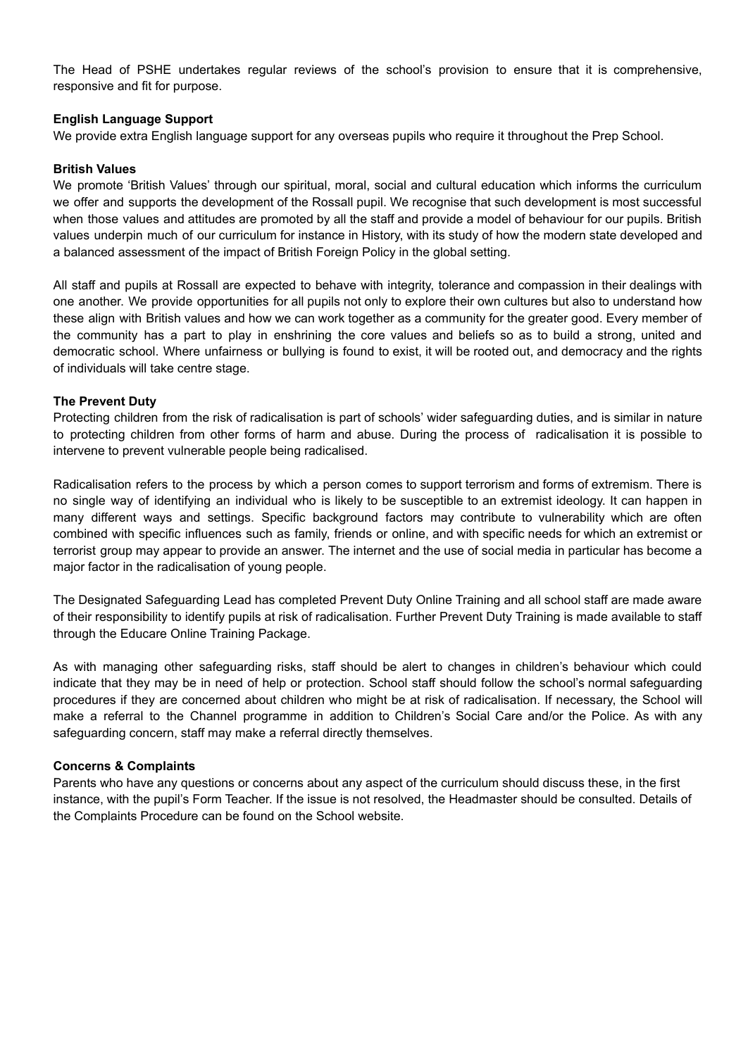The Head of PSHE undertakes regular reviews of the school's provision to ensure that it is comprehensive, responsive and fit for purpose.

**English Language Support**

We provide extra English language support for any overseas pupils who require it throughout the Prep School.

**British Values**

We promote 'British Values' through our spiritual, moral, social and cultural education which informs the curriculum we offer and supports the development of the Rossall pupil. We recognise that such development is most successful when those values and attitudes are promoted by all the staff and provide a model of behaviour for our pupils. British values underpin much of our curriculum for instance in History, with its study of how the modern state developed and a balanced assessment of the impact of British Foreign Policy in the global setting.

All staff and pupils at Rossall are expected to behave with integrity, tolerance and compassion in their dealings with one another. We provide opportunities for all pupils not only to explore their own cultures but also to understand how these align with British values and how we can work together as a community for the greater good. Every member of the community has a part to play in enshrining the core values and beliefs so as to build a strong, united and democratic school. Where unfairness or bullying is found to exist, it will be rooted out, and democracy and the rights of individuals will take centre stage.

**The Prevent Duty**

Protecting children from the risk of radicalisation is part of schools' wider safeguarding duties, and is similar in nature to protecting children from other forms of harm and abuse. During the process of radicalisation it is possible to intervene to prevent vulnerable people being radicalised.

Radicalisation refers to the process by which a person comes to support terrorism and forms of extremism. There is no single way of identifying an individual who is likely to be susceptible to an extremist ideology. It can happen in many different ways and settings. Specific background factors may contribute to vulnerability which are often combined with specific influences such as family, friends or online, and with specific needs for which an extremist or terrorist group may appear to provide an answer. The internet and the use of social media in particular has become a major factor in the radicalisation of young people.

The Designated Safeguarding Lead has completed Prevent Duty Online Training and all school staff are made aware of their responsibility to identify pupils at risk of radicalisation. Further Prevent Duty Training is made available to staff through the Educare Online Training Package.

As with managing other safeguarding risks, staff should be alert to changes in children's behaviour which could indicate that they may be in need of help or protection. School staff should follow the school's normal safeguarding procedures if they are concerned about children who might be at risk of radicalisation. If necessary, the School will make a referral to the Channel programme in addition to Children's Social Care and/or the Police. As with any safeguarding concern, staff may make a referral directly themselves.

**Concerns & Complaints**

Parents who have any questions or concerns about any aspect of the curriculum should discuss these, in the first instance, with the pupil's Form Teacher. If the issue is not resolved, the Headmaster should be consulted. Details of the Complaints Procedure can be found on the School website.